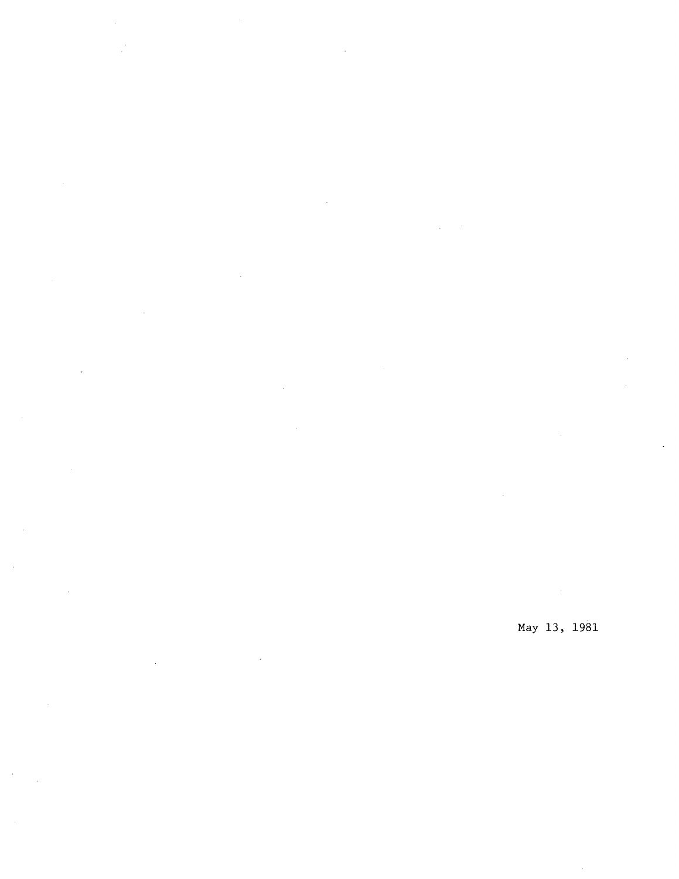May 13, 1981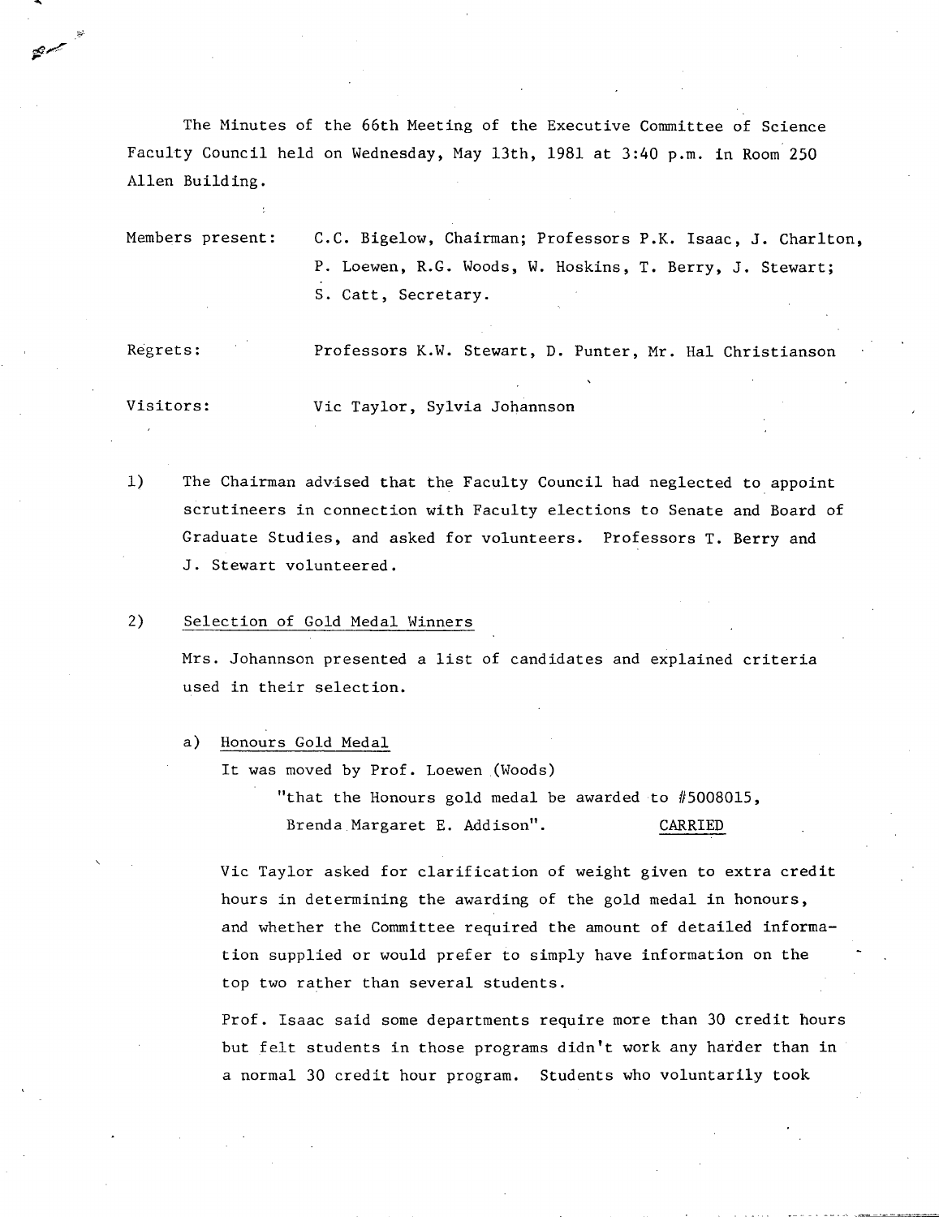The Minutes of the 66th Meeting of the Executive Committee of Science Faculty Council held on Wednesday, May 13th, 1981 at 3:40 p.m. in Room 250 Allen Building.

Members present: C.C. Bigelow, Chairman; Professors P.K. Isaac, J. Charlton, P. Loewen, R.G. Woods, W. Hoskins, T. Berry, J. Stewart; S. Catt, Secretary.

Regrets: Professors K.W. Stewart, D. Punter, Mr. Hal Christianson

Visitors: Vic Taylor, Sylvia Johannson

1) The Chairman advised that the Faculty Council had neglected to appoint scrutineers in connection with Faculty elections to Senate and Board of Graduate Studies, and asked for volunteers. Professors T. Berry and J. Stewart volunteered.

2) Selection of Gold Medal Winners

Mrs. Johannson presented a list of candidates and explained criteria used in their selection.

a) Honours Gold Medal

It was moved by Prof. Loewen (Woods)

"that the Honours gold medal be awarded to #5008015, Brenda Margaret E. Addison". CARRIED

Vic Taylor asked for clarification of weight given to extra credit hours in determining the awarding of the gold medal in honours, and whether the Committee required the amount of detailed information supplied or would prefer to simply have information on the top two rather than several students.

Prof. Isaac said some departments require more than 30 credit hours but felt students in those programs didn't work any harder than in a normal 30 credit hour program. Students who voluntarily took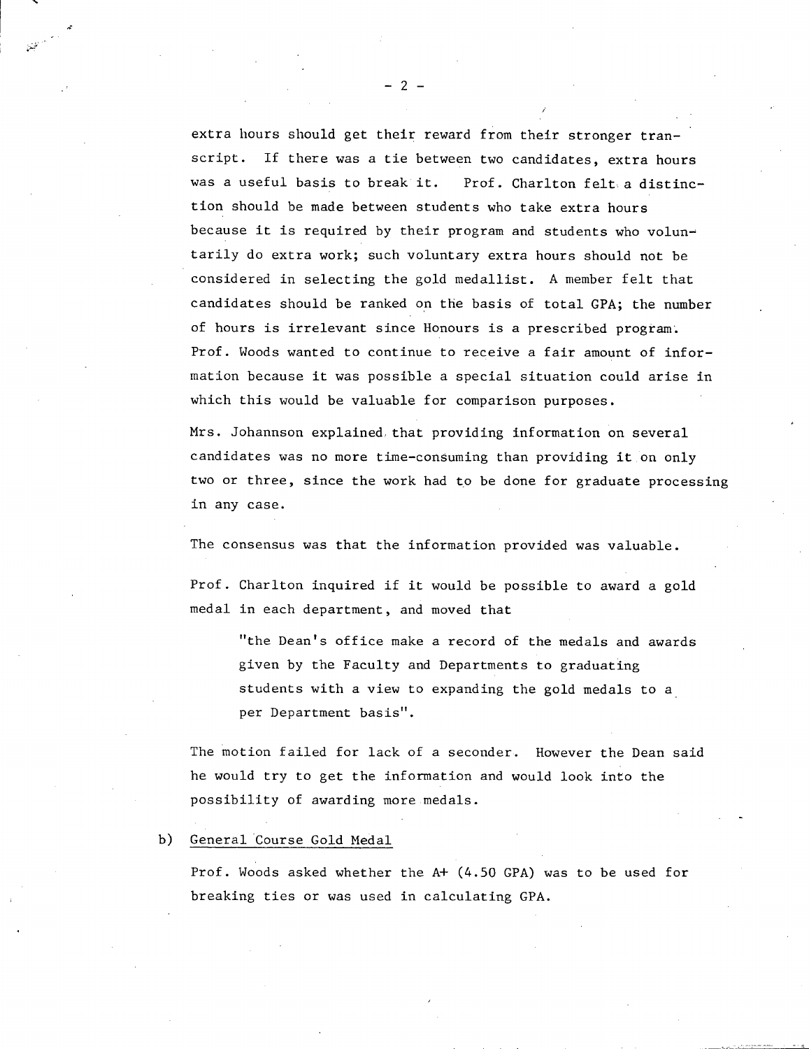extra hours should get their reward from their stronger transcript. If there was a tie between two candidates, extra hours was a useful basis to break it. Prof. Charlton felt a distinction should be made between students who take extra hours because it is required by their program and students who voluntarily do extra work; such voluntary extra hours should not be considered in selecting the gold medallist. A member felt that candidates should be ranked on the basis of total GPA; the number of hours is irrelevant since Honours is a prescribed program. Prof. Woods wanted to continue to receive a fair amount of information because it was possible a special situation could arise in which this would be valuable for comparison purposes.

Mrs. Johannson explained that providing information on several candidates was no more time-consuming than providing it on only two or three, since the work had to be done for graduate processing in any case.

The consensus was that the information provided was valuable.

Prof. Charlton inquired if it would be possible to award a gold medal in each department, and moved that

> "the Dean's office make a record of the medals and awards given by the Faculty and Departments to graduating students with a view to expanding the gold medals to a per Department basis".

The motion failed for lack of a seconder. However the Dean said he would try to get the information and would look into the possibility of awarding more medals.

b) <u>General Course Gold Medal</u>

Prof. Woods asked whether the A+ (4.50 GPA) was to be used for breaking ties or was used in calculating GPA.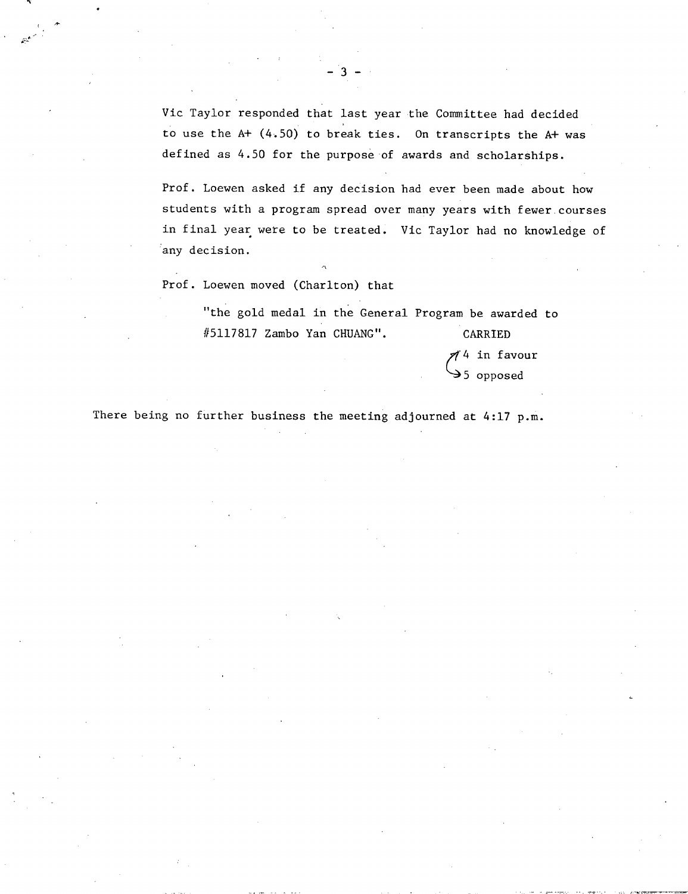Vic Taylor responded that last year the Committee had decided to use the A+ (4.50) to break ties. On transcripts the A+ was defined as 4.50 for the purpose of awards and scholarships.

Prof. Loewen asked if any decision had ever been made about how students with a program spread over many years with fewer courses in final year were to be treated. Vic Taylor had no knowledge of any decision.

Prof. Loewen moved (Charlton) that

> "the gold medal in the General Program be awarded to #5117817 Zambo Yan CHUANG". CARRIED
>
> 4 in favour
> 5 opposed

There being no further business the meeting adjourned at 4:17 p.m.